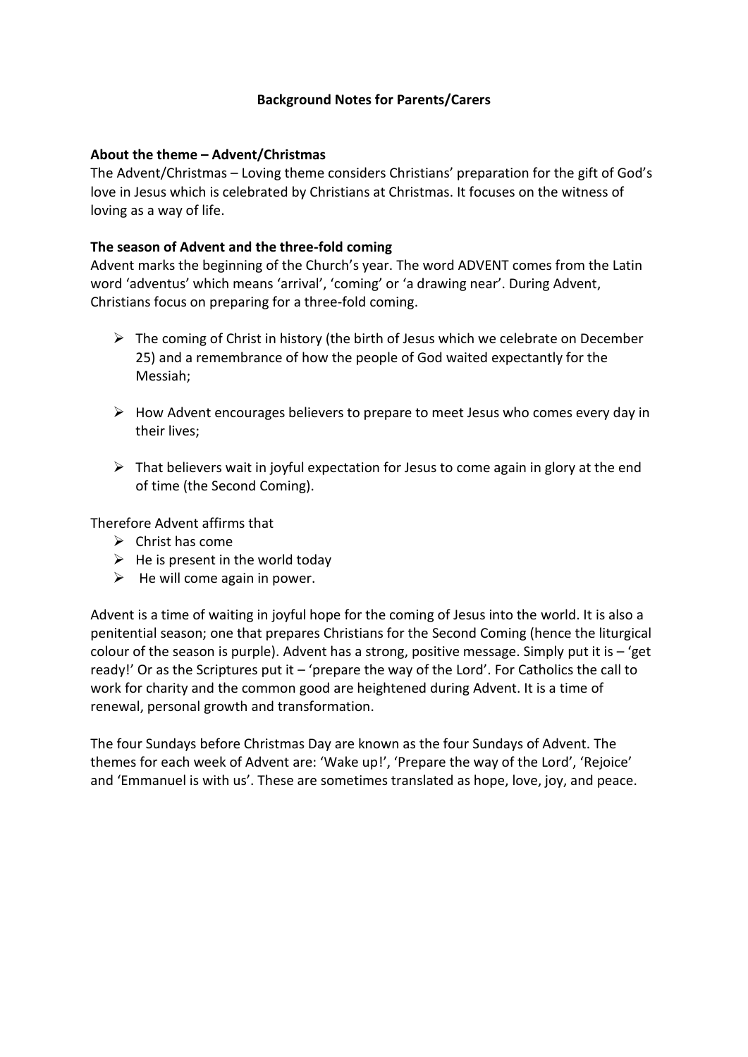# Background Notes for Parents/Carers

### About the theme – Advent/Christmas

The Advent/Christmas – Loving theme considers Christians' preparation for the gift of God's love in Jesus which is celebrated by Christians at Christmas. It focuses on the witness of loving as a way of life.

### The season of Advent and the three-fold coming

Advent marks the beginning of the Church's year. The word ADVENT comes from the Latin word 'adventus' which means 'arrival', 'coming' or 'a drawing near'. During Advent, Christians focus on preparing for a three-fold coming.

- The coming of Christ in history (the birth of Jesus which we celebrate on December 25) and a remembrance of how the people of God waited expectantly for the Messiah;
- How Advent encourages believers to prepare to meet Jesus who comes every day in their lives;
- That believers wait in joyful expectation for Jesus to come again in glory at the end of time (the Second Coming).

Therefore Advent affirms that

- Christ has come
- He is present in the world today
- He will come again in power.

Advent is a time of waiting in joyful hope for the coming of Jesus into the world. It is also a penitential season; one that prepares Christians for the Second Coming (hence the liturgical colour of the season is purple). Advent has a strong, positive message. Simply put it is – 'get ready!' Or as the Scriptures put it – 'prepare the way of the Lord'. For Catholics the call to work for charity and the common good are heightened during Advent. It is a time of renewal, personal growth and transformation.

The four Sundays before Christmas Day are known as the four Sundays of Advent. The themes for each week of Advent are: 'Wake up!', 'Prepare the way of the Lord', 'Rejoice' and 'Emmanuel is with us'. These are sometimes translated as hope, love, joy, and peace.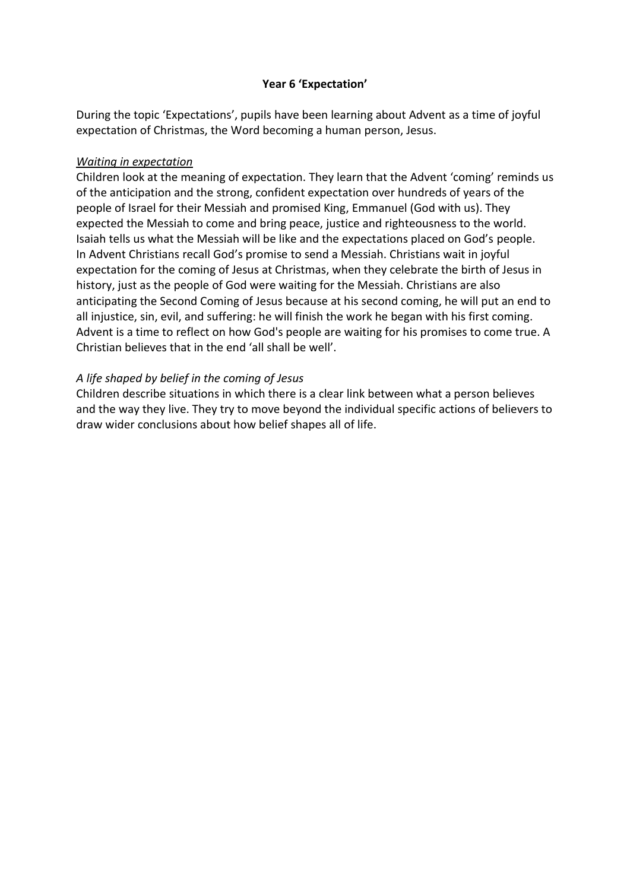**Year 6 'Expectation'**

During the topic 'Expectations', pupils have been learning about Advent as a time of joyful expectation of Christmas, the Word becoming a human person, Jesus.

<u>*Waiting in expectation*</u>

Children look at the meaning of expectation. They learn that the Advent 'coming' reminds us of the anticipation and the strong, confident expectation over hundreds of years of the people of Israel for their Messiah and promised King, Emmanuel (God with us). They expected the Messiah to come and bring peace, justice and righteousness to the world. Isaiah tells us what the Messiah will be like and the expectations placed on God's people. In Advent Christians recall God's promise to send a Messiah. Christians wait in joyful expectation for the coming of Jesus at Christmas, when they celebrate the birth of Jesus in history, just as the people of God were waiting for the Messiah. Christians are also anticipating the Second Coming of Jesus because at his second coming, he will put an end to all injustice, sin, evil, and suffering: he will finish the work he began with his first coming. Advent is a time to reflect on how God's people are waiting for his promises to come true. A Christian believes that in the end 'all shall be well'.

*A life shaped by belief in the coming of Jesus*

Children describe situations in which there is a clear link between what a person believes and the way they live. They try to move beyond the individual specific actions of believers to draw wider conclusions about how belief shapes all of life.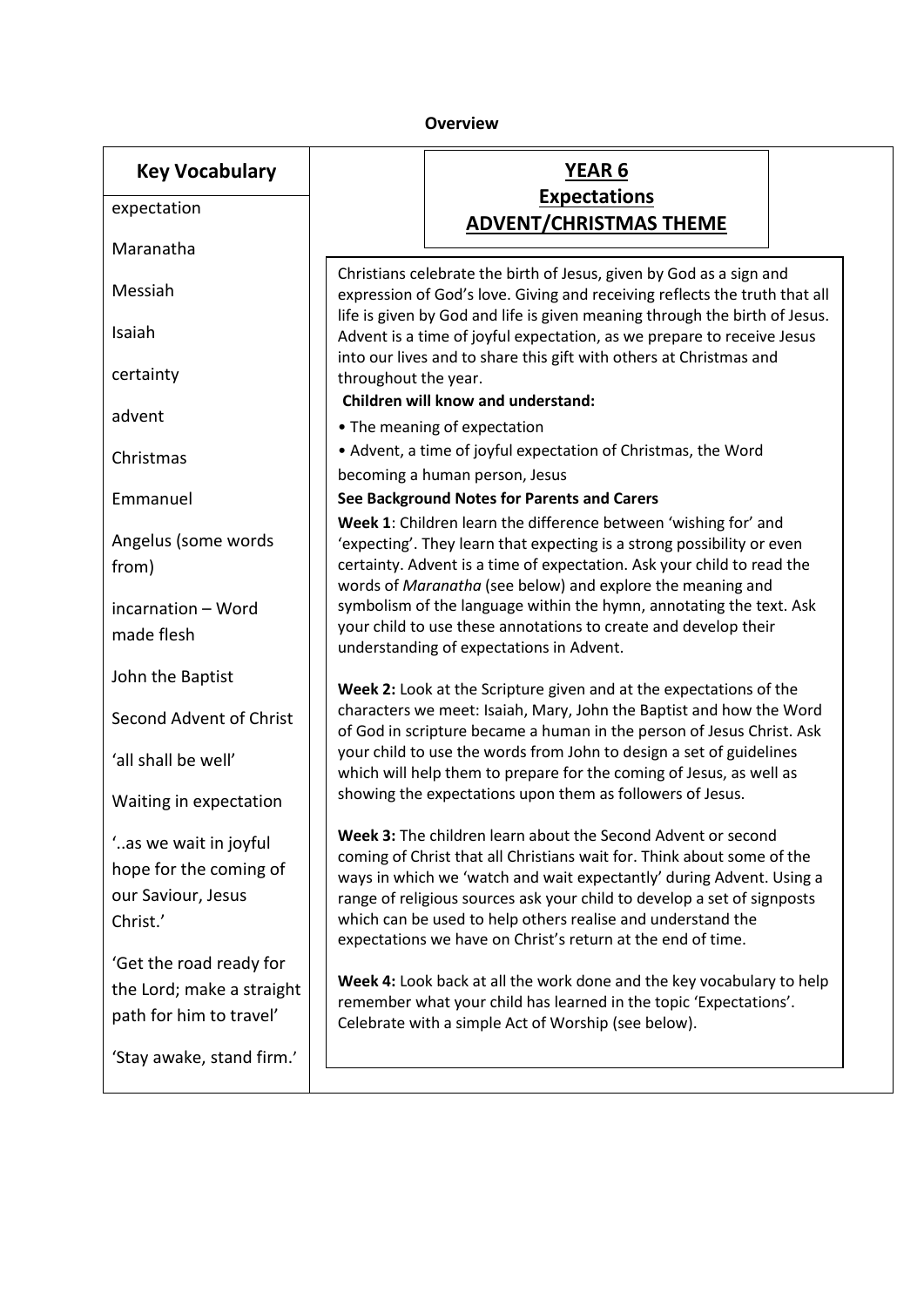**Overview**

## Key Vocabulary

- expectation
- Maranatha
- Messiah
- Isaiah
- certainty
- advent
- Christmas
- Emmanuel
- Angelus (some words from)
- incarnation – Word made flesh
- John the Baptist
- Second Advent of Christ
- 'all shall be well'
- Waiting in expectation
- '..as we wait in joyful hope for the coming of our Saviour, Jesus Christ.'
- 'Get the road ready for the Lord; make a straight path for him to travel'
- 'Stay awake, stand firm.'

## YEAR 6
## Expectations
## ADVENT/CHRISTMAS THEME

Christians celebrate the birth of Jesus, given by God as a sign and expression of God's love. Giving and receiving reflects the truth that all life is given by God and life is given meaning through the birth of Jesus. Advent is a time of joyful expectation, as we prepare to receive Jesus into our lives and to share this gift with others at Christmas and throughout the year.

**Children will know and understand:**

- The meaning of expectation
- Advent, a time of joyful expectation of Christmas, the Word becoming a human person, Jesus

**See Background Notes for Parents and Carers**

**Week 1**: Children learn the difference between 'wishing for' and 'expecting'. They learn that expecting is a strong possibility or even certainty. Advent is a time of expectation. Ask your child to read the words of *Maranatha* (see below) and explore the meaning and symbolism of the language within the hymn, annotating the text. Ask your child to use these annotations to create and develop their understanding of expectations in Advent.

**Week 2:** Look at the Scripture given and at the expectations of the characters we meet: Isaiah, Mary, John the Baptist and how the Word of God in scripture became a human in the person of Jesus Christ. Ask your child to use the words from John to design a set of guidelines which will help them to prepare for the coming of Jesus, as well as showing the expectations upon them as followers of Jesus.

**Week 3:** The children learn about the Second Advent or second coming of Christ that all Christians wait for. Think about some of the ways in which we 'watch and wait expectantly' during Advent. Using a range of religious sources ask your child to develop a set of signposts which can be used to help others realise and understand the expectations we have on Christ's return at the end of time.

**Week 4:** Look back at all the work done and the key vocabulary to help remember what your child has learned in the topic 'Expectations'. Celebrate with a simple Act of Worship (see below).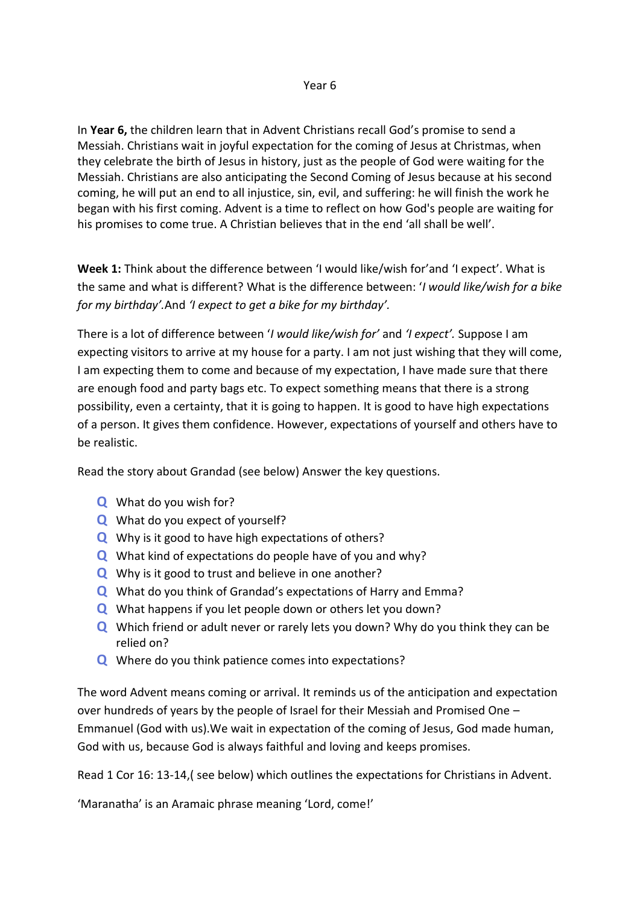# Year 6

In **Year 6,** the children learn that in Advent Christians recall God's promise to send a Messiah. Christians wait in joyful expectation for the coming of Jesus at Christmas, when they celebrate the birth of Jesus in history, just as the people of God were waiting for the Messiah. Christians are also anticipating the Second Coming of Jesus because at his second coming, he will put an end to all injustice, sin, evil, and suffering: he will finish the work he began with his first coming. Advent is a time to reflect on how God's people are waiting for his promises to come true. A Christian believes that in the end 'all shall be well'.

**Week 1:** Think about the difference between 'I would like/wish for'and 'I expect'. What is the same and what is different? What is the difference between: '*I would like/wish for a bike for my birthday'*.And *'I expect to get a bike for my birthday'.*

There is a lot of difference between '*I would like/wish for'* and *'I expect'.* Suppose I am expecting visitors to arrive at my house for a party. I am not just wishing that they will come, I am expecting them to come and because of my expectation, I have made sure that there are enough food and party bags etc. To expect something means that there is a strong possibility, even a certainty, that it is going to happen. It is good to have high expectations of a person. It gives them confidence. However, expectations of yourself and others have to be realistic.

Read the story about Grandad (see below) Answer the key questions.

- **Q** What do you wish for?
- **Q** What do you expect of yourself?
- **Q** Why is it good to have high expectations of others?
- **Q** What kind of expectations do people have of you and why?
- **Q** Why is it good to trust and believe in one another?
- **Q** What do you think of Grandad's expectations of Harry and Emma?
- **Q** What happens if you let people down or others let you down?
- **Q** Which friend or adult never or rarely lets you down? Why do you think they can be relied on?
- **Q** Where do you think patience comes into expectations?

The word Advent means coming or arrival. It reminds us of the anticipation and expectation over hundreds of years by the people of Israel for their Messiah and Promised One – Emmanuel (God with us).We wait in expectation of the coming of Jesus, God made human, God with us, because God is always faithful and loving and keeps promises.

Read 1 Cor 16: 13-14,( see below) which outlines the expectations for Christians in Advent.

'Maranatha' is an Aramaic phrase meaning 'Lord, come!'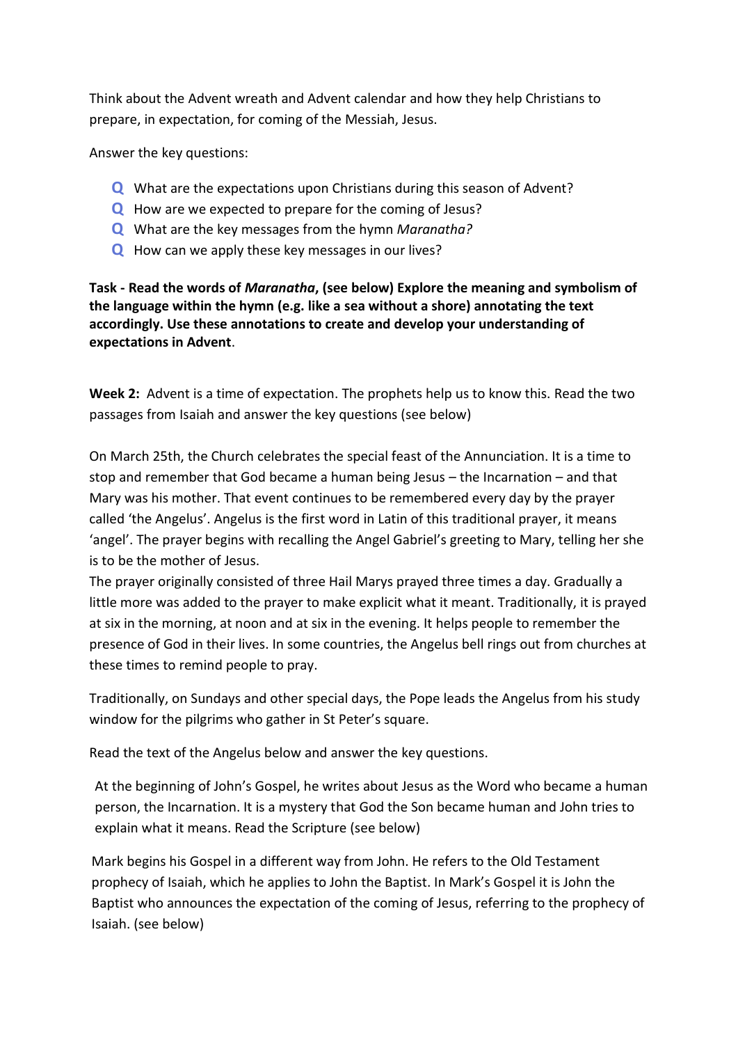Think about the Advent wreath and Advent calendar and how they help Christians to prepare, in expectation, for coming of the Messiah, Jesus.

Answer the key questions:

- **Q** What are the expectations upon Christians during this season of Advent?
- **Q** How are we expected to prepare for the coming of Jesus?
- **Q** What are the key messages from the hymn *Maranatha?*
- **Q** How can we apply these key messages in our lives?

**Task - Read the words of *Maranatha*, (see below) Explore the meaning and symbolism of the language within the hymn (e.g. like a sea without a shore) annotating the text accordingly. Use these annotations to create and develop your understanding of expectations in Advent**.

**Week 2:** Advent is a time of expectation. The prophets help us to know this. Read the two passages from Isaiah and answer the key questions (see below)

On March 25th, the Church celebrates the special feast of the Annunciation. It is a time to stop and remember that God became a human being Jesus – the Incarnation – and that Mary was his mother. That event continues to be remembered every day by the prayer called 'the Angelus'. Angelus is the first word in Latin of this traditional prayer, it means 'angel'. The prayer begins with recalling the Angel Gabriel's greeting to Mary, telling her she is to be the mother of Jesus.
The prayer originally consisted of three Hail Marys prayed three times a day. Gradually a little more was added to the prayer to make explicit what it meant. Traditionally, it is prayed at six in the morning, at noon and at six in the evening. It helps people to remember the presence of God in their lives. In some countries, the Angelus bell rings out from churches at these times to remind people to pray.

Traditionally, on Sundays and other special days, the Pope leads the Angelus from his study window for the pilgrims who gather in St Peter's square.

Read the text of the Angelus below and answer the key questions.

At the beginning of John's Gospel, he writes about Jesus as the Word who became a human person, the Incarnation. It is a mystery that God the Son became human and John tries to explain what it means. Read the Scripture (see below)

Mark begins his Gospel in a different way from John. He refers to the Old Testament prophecy of Isaiah, which he applies to John the Baptist. In Mark's Gospel it is John the Baptist who announces the expectation of the coming of Jesus, referring to the prophecy of Isaiah. (see below)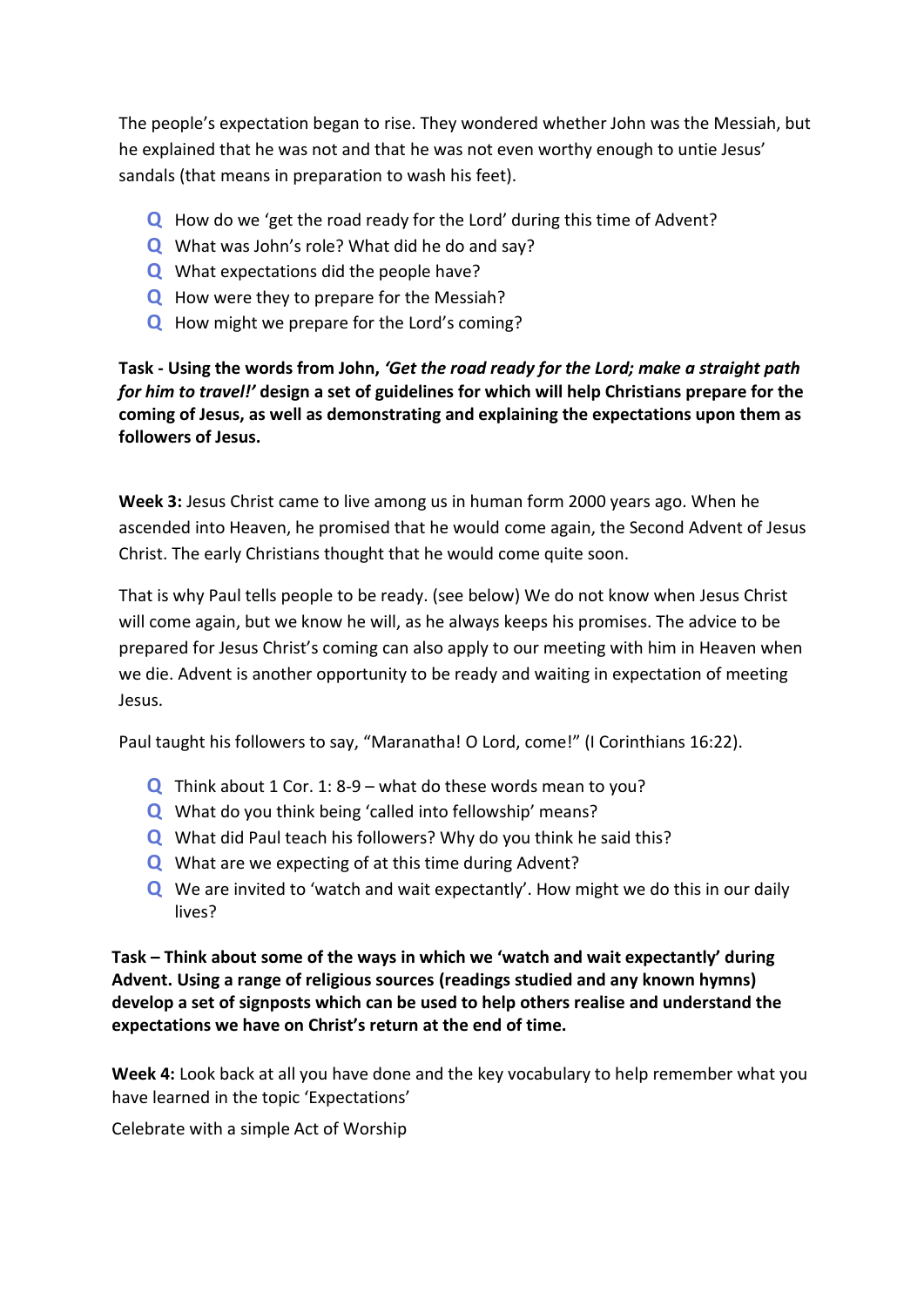The people's expectation began to rise. They wondered whether John was the Messiah, but he explained that he was not and that he was not even worthy enough to untie Jesus' sandals (that means in preparation to wash his feet).

- **Q** How do we 'get the road ready for the Lord' during this time of Advent?
- **Q** What was John's role? What did he do and say?
- **Q** What expectations did the people have?
- **Q** How were they to prepare for the Messiah?
- **Q** How might we prepare for the Lord's coming?

**Task - Using the words from John, *'Get the road ready for the Lord; make a straight path for him to travel!'* design a set of guidelines for which will help Christians prepare for the coming of Jesus, as well as demonstrating and explaining the expectations upon them as followers of Jesus.**

**Week 3:** Jesus Christ came to live among us in human form 2000 years ago. When he ascended into Heaven, he promised that he would come again, the Second Advent of Jesus Christ. The early Christians thought that he would come quite soon.

That is why Paul tells people to be ready. (see below) We do not know when Jesus Christ will come again, but we know he will, as he always keeps his promises. The advice to be prepared for Jesus Christ's coming can also apply to our meeting with him in Heaven when we die. Advent is another opportunity to be ready and waiting in expectation of meeting Jesus.

Paul taught his followers to say, "Maranatha! O Lord, come!" (I Corinthians 16:22).

- **Q** Think about 1 Cor. 1: 8-9 – what do these words mean to you?
- **Q** What do you think being 'called into fellowship' means?
- **Q** What did Paul teach his followers? Why do you think he said this?
- **Q** What are we expecting of at this time during Advent?
- **Q** We are invited to 'watch and wait expectantly'. How might we do this in our daily lives?

**Task – Think about some of the ways in which we 'watch and wait expectantly' during Advent. Using a range of religious sources (readings studied and any known hymns) develop a set of signposts which can be used to help others realise and understand the expectations we have on Christ's return at the end of time.**

**Week 4:** Look back at all you have done and the key vocabulary to help remember what you have learned in the topic 'Expectations'

Celebrate with a simple Act of Worship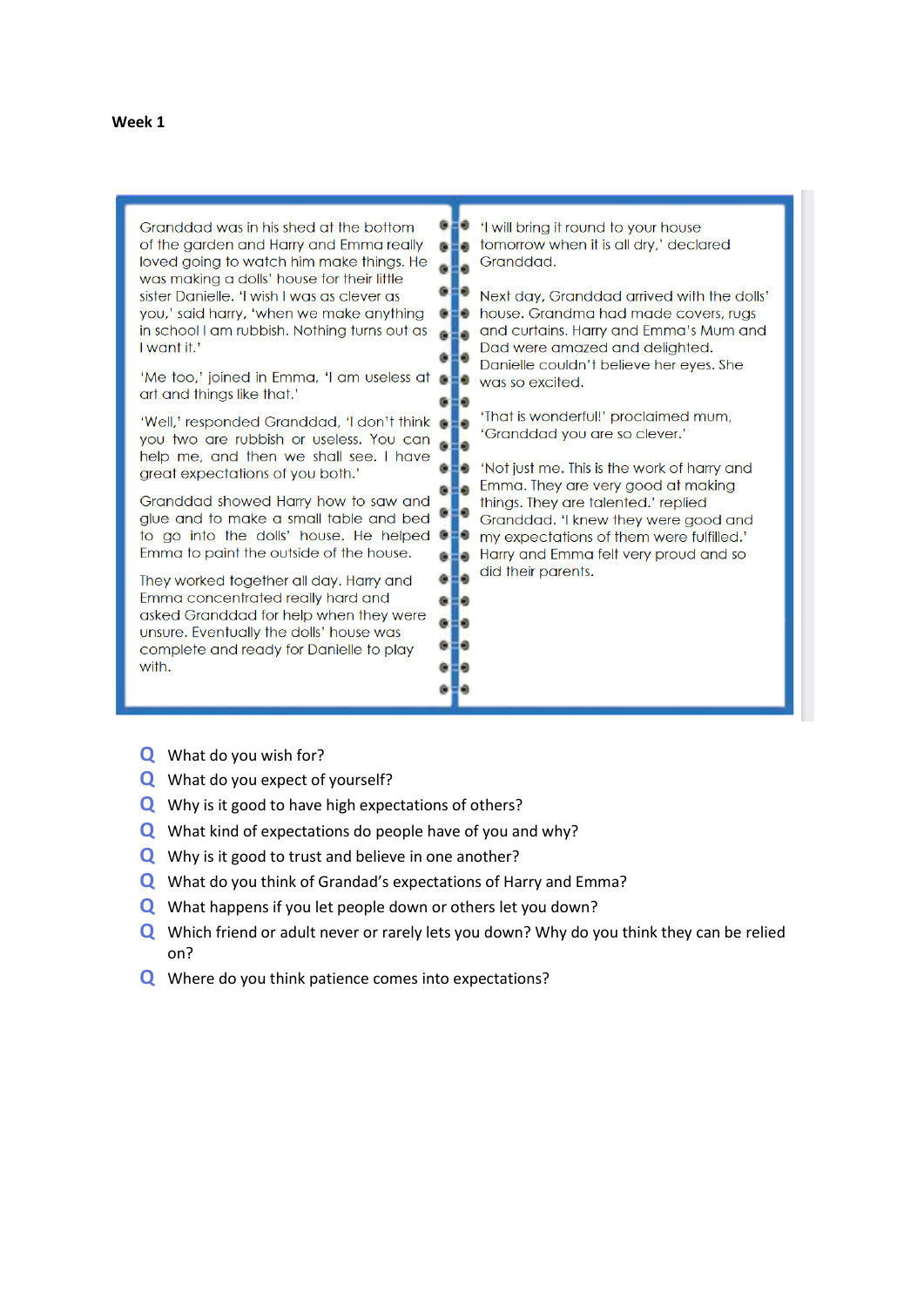**Week 1**

Granddad was in his shed at the bottom of the garden and Harry and Emma really loved going to watch him make things. He was making a dolls' house for their little sister Danielle. 'I wish I was as clever as you,' said harry, 'when we make anything in school I am rubbish. Nothing turns out as I want it.'

'Me too,' joined in Emma, 'I am useless at art and things like that.'

'Well,' responded Granddad, 'I don't think you two are rubbish or useless. You can help me, and then we shall see. I have great expectations of you both.'

Granddad showed Harry how to saw and glue and to make a small table and bed to go into the dolls' house. He helped Emma to paint the outside of the house.

They worked together all day. Harry and Emma concentrated really hard and asked Granddad for help when they were unsure. Eventually the dolls' house was complete and ready for Danielle to play with.

'I will bring it round to your house tomorrow when it is all dry,' declared Granddad.

Next day, Granddad arrived with the dolls' house. Grandma had made covers, rugs and curtains. Harry and Emma's Mum and Dad were amazed and delighted. Danielle couldn't believe her eyes. She was so excited.

'That is wonderful!' proclaimed mum, 'Granddad you are so clever.'

'Not just me. This is the work of harry and Emma. They are very good at making things. They are talented.' replied Granddad. 'I knew they were good and my expectations of them were fulfilled.' Harry and Emma felt very proud and so did their parents.

- **Q** What do you wish for?
- **Q** What do you expect of yourself?
- **Q** Why is it good to have high expectations of others?
- **Q** What kind of expectations do people have of you and why?
- **Q** Why is it good to trust and believe in one another?
- **Q** What do you think of Grandad's expectations of Harry and Emma?
- **Q** What happens if you let people down or others let you down?
- **Q** Which friend or adult never or rarely lets you down? Why do you think they can be relied on?
- **Q** Where do you think patience comes into expectations?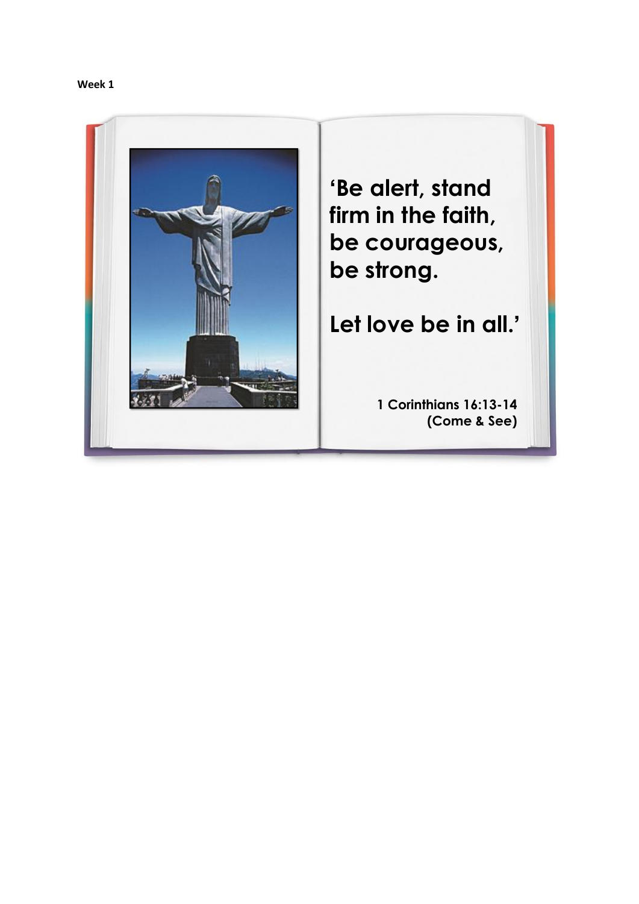**Week 1**

**‘Be alert, stand firm in the faith, be courageous, be strong.**

**Let love be in all.’**

**1 Corinthians 16:13-14 (Come & See)**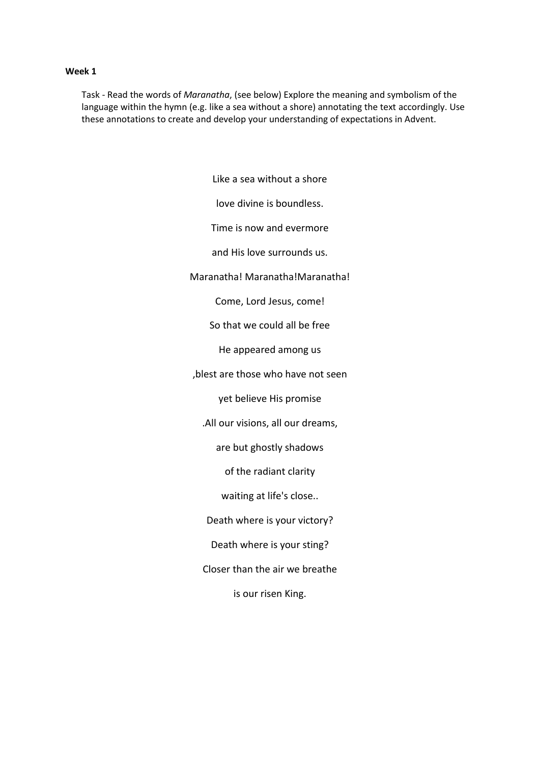**Week 1**

Task - Read the words of *Maranatha*, (see below) Explore the meaning and symbolism of the language within the hymn (e.g. like a sea without a shore) annotating the text accordingly. Use these annotations to create and develop your understanding of expectations in Advent.

Like a sea without a shore

love divine is boundless.

Time is now and evermore

and His love surrounds us.

Maranatha! Maranatha!Maranatha!

Come, Lord Jesus, come!

So that we could all be free

He appeared among us

,blest are those who have not seen

yet believe His promise

.All our visions, all our dreams,

are but ghostly shadows

of the radiant clarity

waiting at life's close..

Death where is your victory?

Death where is your sting?

Closer than the air we breathe

is our risen King.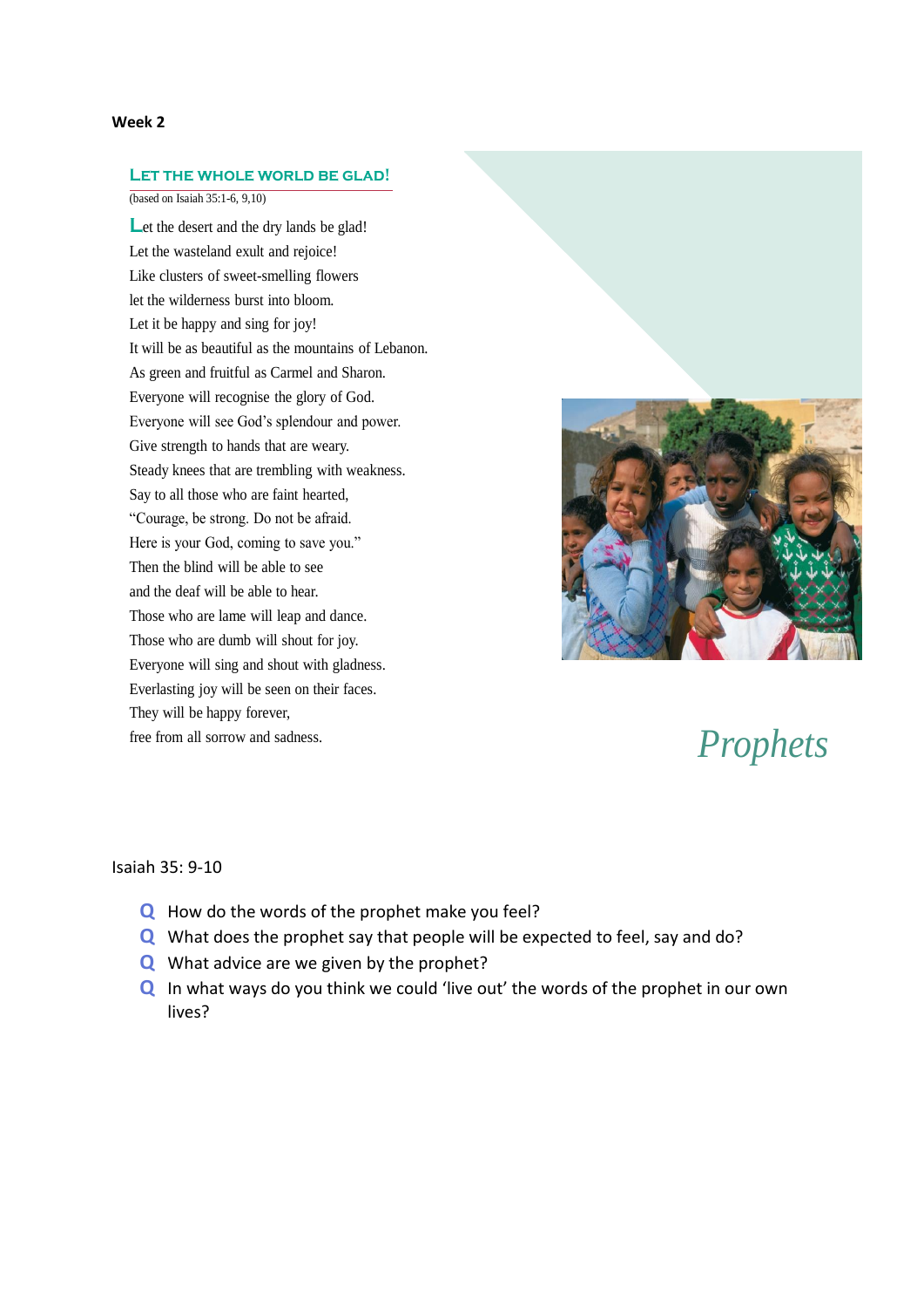**Week 2**

## Let the whole world be glad!

(based on Isaiah 35:1-6, 9,10)

Let the desert and the dry lands be glad!
Let the wasteland exult and rejoice!
Like clusters of sweet-smelling flowers
let the wilderness burst into bloom.
Let it be happy and sing for joy!
It will be as beautiful as the mountains of Lebanon.
As green and fruitful as Carmel and Sharon.
Everyone will recognise the glory of God.
Everyone will see God's splendour and power.
Give strength to hands that are weary.
Steady knees that are trembling with weakness.
Say to all those who are faint hearted,
"Courage, be strong. Do not be afraid.
Here is your God, coming to save you."
Then the blind will be able to see
and the deaf will be able to hear.
Those who are lame will leap and dance.
Those who are dumb will shout for joy.
Everyone will sing and shout with gladness.
Everlasting joy will be seen on their faces.
They will be happy forever,
free from all sorrow and sadness.

*Prophets*

Isaiah 35: 9-10

- **Q** How do the words of the prophet make you feel?
- **Q** What does the prophet say that people will be expected to feel, say and do?
- **Q** What advice are we given by the prophet?
- **Q** In what ways do you think we could 'live out' the words of the prophet in our own lives?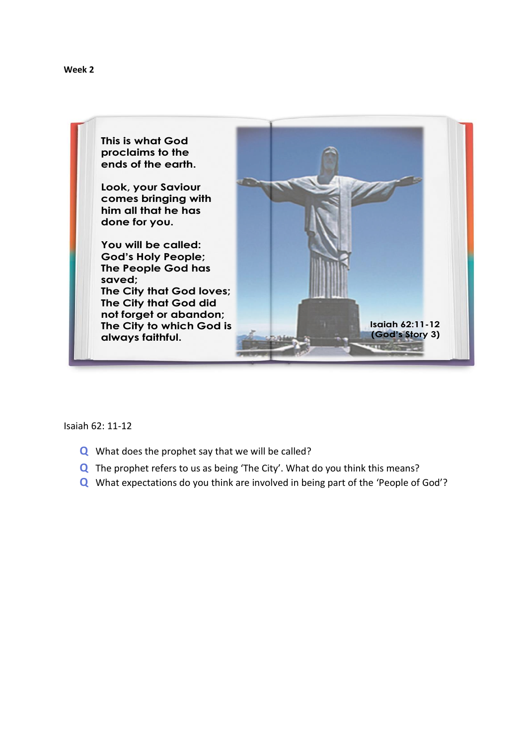**Week 2**

This is what God proclaims to the ends of the earth.

Look, your Saviour comes bringing with him all that he has done for you.

You will be called:
God's Holy People;
The People God has saved;
The City that God loves;
The City that God did not forget or abandon;
The City to which God is always faithful.

**Isaiah 62:11-12 (God's Story 3)**

Isaiah 62: 11-12

- **Q** What does the prophet say that we will be called?
- **Q** The prophet refers to us as being 'The City'. What do you think this means?
- **Q** What expectations do you think are involved in being part of the 'People of God'?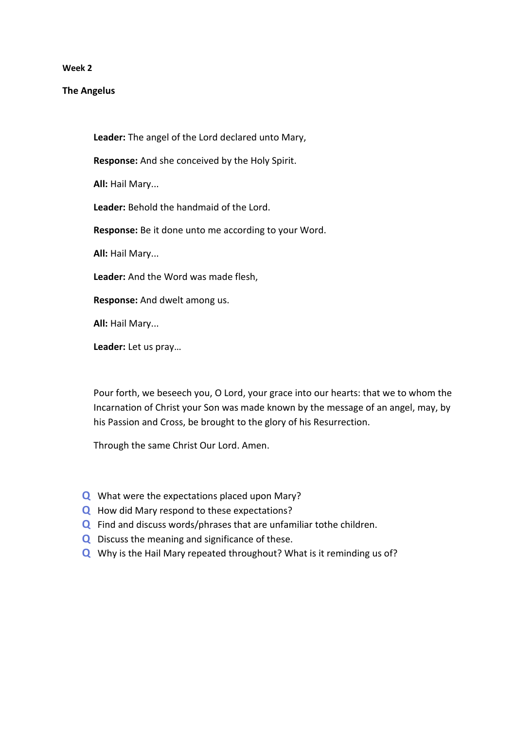**Week 2**

**The Angelus**

**Leader:** The angel of the Lord declared unto Mary,

**Response:** And she conceived by the Holy Spirit.

**All:** Hail Mary...

**Leader:** Behold the handmaid of the Lord.

**Response:** Be it done unto me according to your Word.

**All:** Hail Mary...

**Leader:** And the Word was made flesh,

**Response:** And dwelt among us.

**All:** Hail Mary...

**Leader:** Let us pray…

Pour forth, we beseech you, O Lord, your grace into our hearts: that we to whom the Incarnation of Christ your Son was made known by the message of an angel, may, by his Passion and Cross, be brought to the glory of his Resurrection.

Through the same Christ Our Lord. Amen.

- **Q** What were the expectations placed upon Mary?
- **Q** How did Mary respond to these expectations?
- **Q** Find and discuss words/phrases that are unfamiliar tothe children.
- **Q** Discuss the meaning and significance of these.
- **Q** Why is the Hail Mary repeated throughout? What is it reminding us of?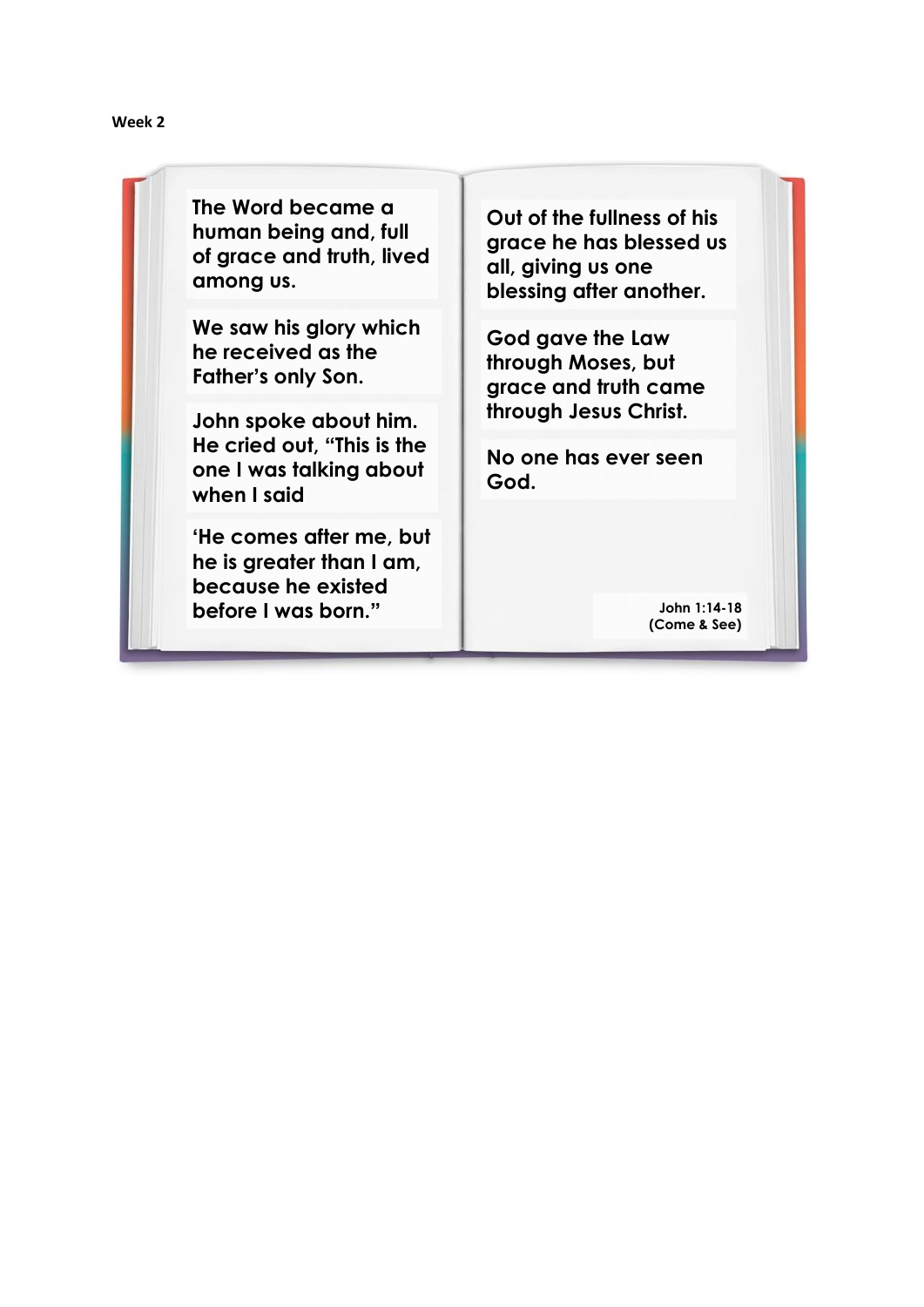**Week 2**

**The Word became a human being and, full of grace and truth, lived among us.**

**We saw his glory which he received as the Father's only Son.**

**John spoke about him. He cried out, "This is the one I was talking about when I said**

**'He comes after me, but he is greater than I am, because he existed before I was born."**

**Out of the fullness of his grace he has blessed us all, giving us one blessing after another.**

**God gave the Law through Moses, but grace and truth came through Jesus Christ.**

**No one has ever seen God.**

**John 1:14-18 (Come & See)**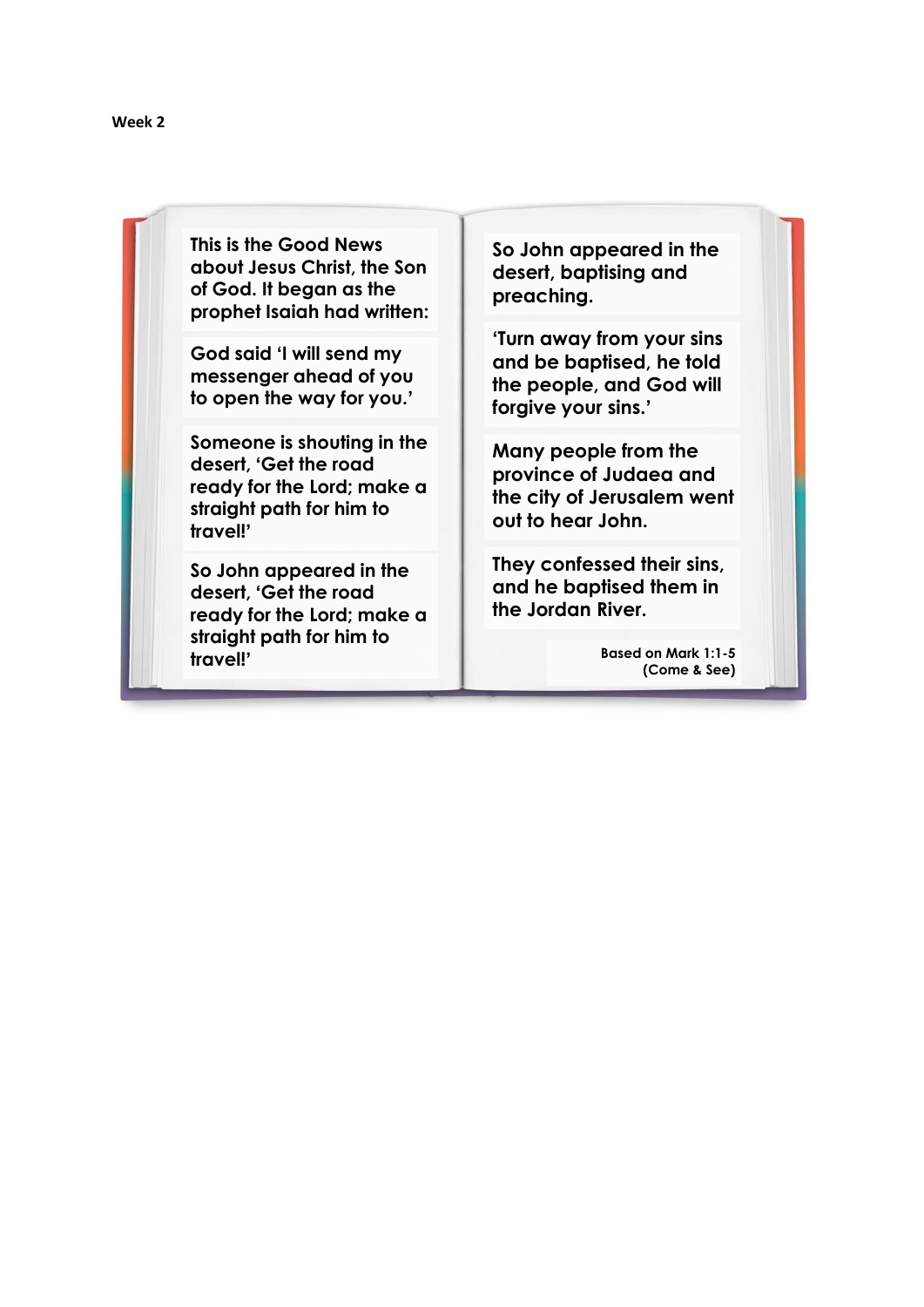**Week 2**

**This is the Good News about Jesus Christ, the Son of God. It began as the prophet Isaiah had written:**

**God said 'I will send my messenger ahead of you to open the way for you.'**

**Someone is shouting in the desert, 'Get the road ready for the Lord; make a straight path for him to travel!'**

**So John appeared in the desert, 'Get the road ready for the Lord; make a straight path for him to travel!'**

**So John appeared in the desert, baptising and preaching.**

**'Turn away from your sins and be baptised, he told the people, and God will forgive your sins.'**

**Many people from the province of Judaea and the city of Jerusalem went out to hear John.**

**They confessed their sins, and he baptised them in the Jordan River.**

**Based on Mark 1:1-5 (Come & See)**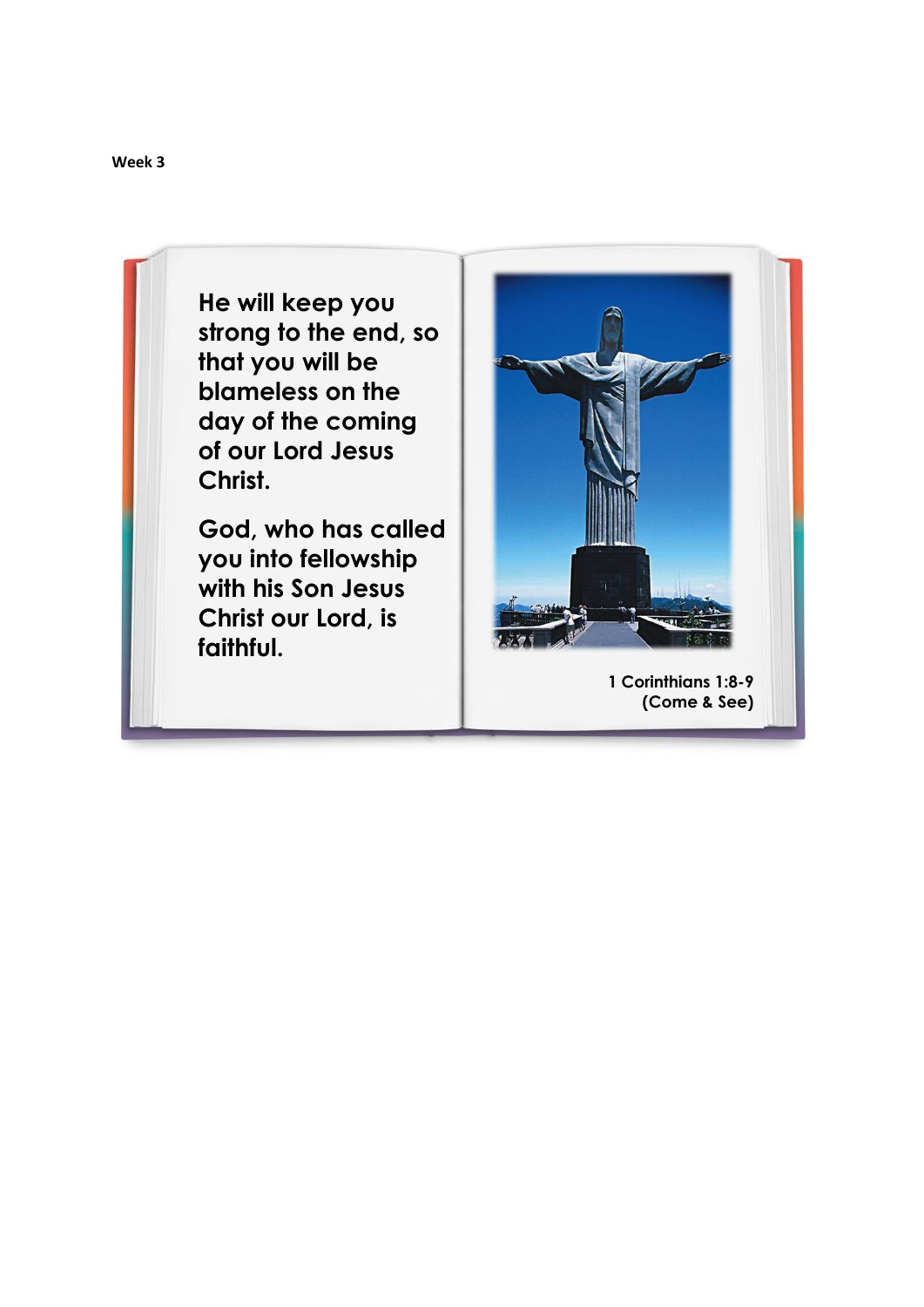**Week 3**

**He will keep you strong to the end, so that you will be blameless on the day of the coming of our Lord Jesus Christ.**

**God, who has called you into fellowship with his Son Jesus Christ our Lord, is faithful.**

**1 Corinthians 1:8-9 (Come & See)**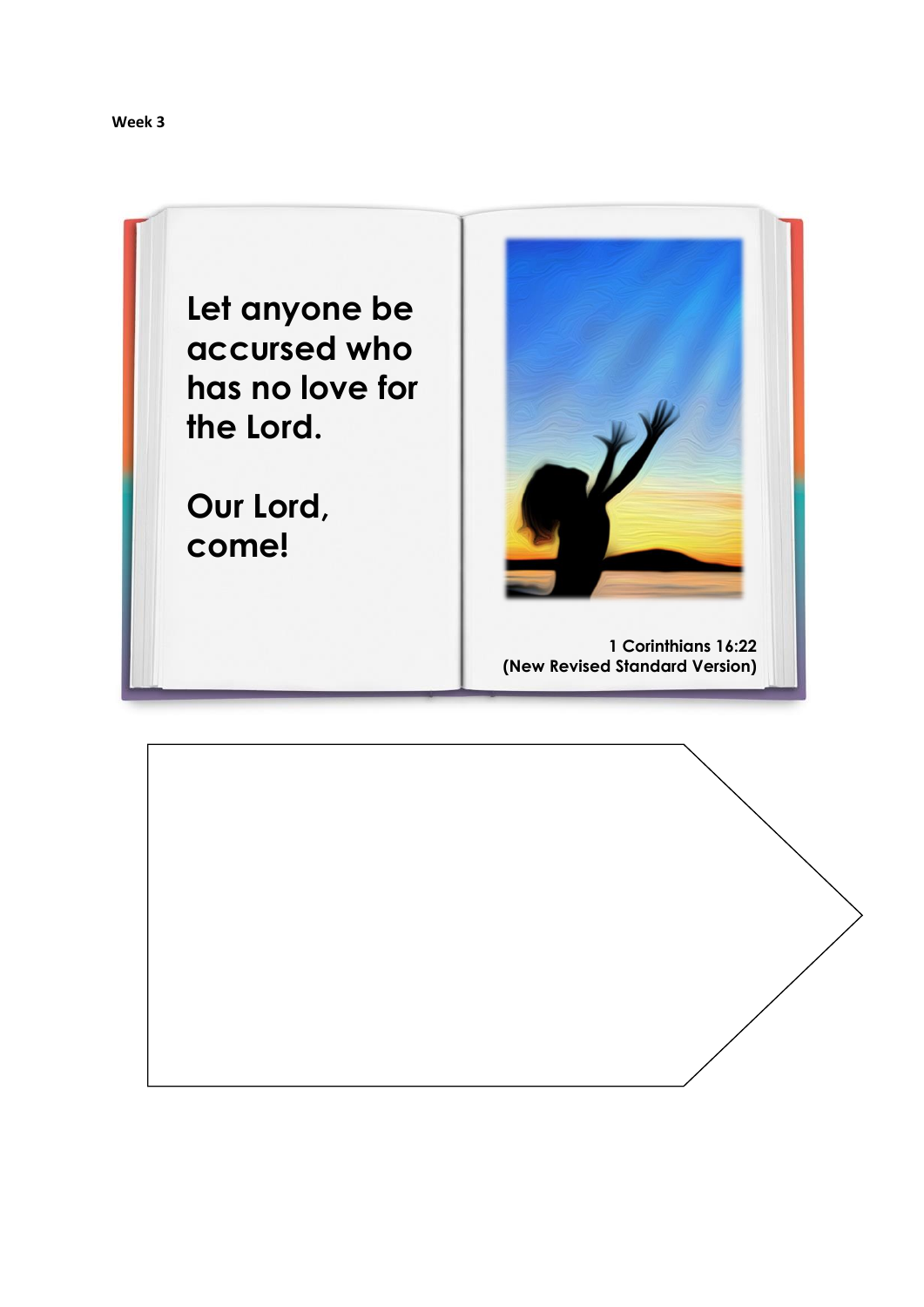**Week 3**

**Let anyone be accursed who has no love for the Lord.**

**Our Lord, come!**

**1 Corinthians 16:22**
**(New Revised Standard Version)**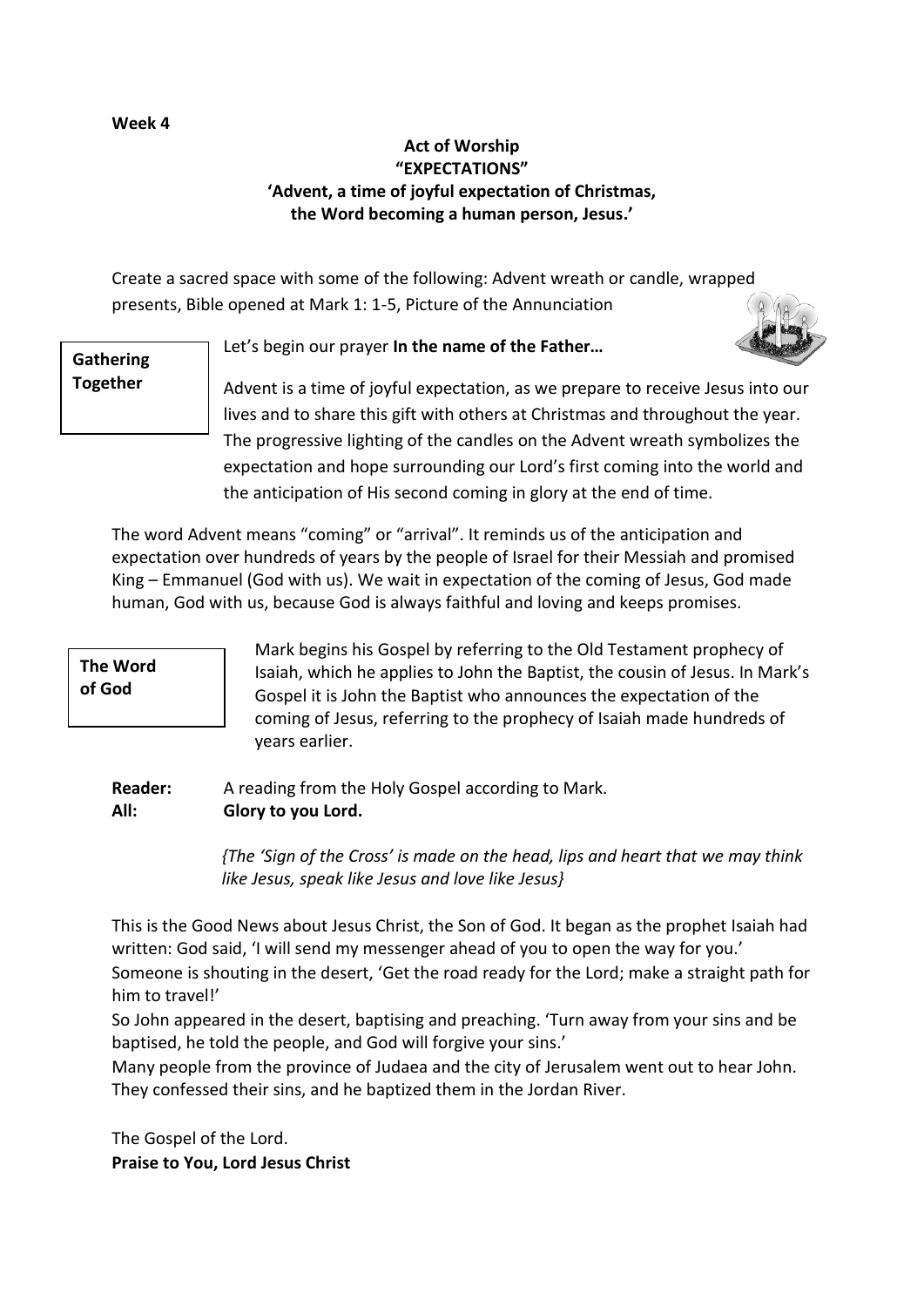**Week 4**

**Act of Worship**
**"EXPECTATIONS"**
**'Advent, a time of joyful expectation of Christmas, the Word becoming a human person, Jesus.'**

Create a sacred space with some of the following: Advent wreath or candle, wrapped presents, Bible opened at Mark 1: 1-5, Picture of the Annunciation

**Gathering Together**

Let's begin our prayer **In the name of the Father…**

Advent is a time of joyful expectation, as we prepare to receive Jesus into our lives and to share this gift with others at Christmas and throughout the year. The progressive lighting of the candles on the Advent wreath symbolizes the expectation and hope surrounding our Lord's first coming into the world and the anticipation of His second coming in glory at the end of time.

The word Advent means "coming" or "arrival". It reminds us of the anticipation and expectation over hundreds of years by the people of Israel for their Messiah and promised King – Emmanuel (God with us). We wait in expectation of the coming of Jesus, God made human, God with us, because God is always faithful and loving and keeps promises.

**The Word of God**

Mark begins his Gospel by referring to the Old Testament prophecy of Isaiah, which he applies to John the Baptist, the cousin of Jesus. In Mark's Gospel it is John the Baptist who announces the expectation of the coming of Jesus, referring to the prophecy of Isaiah made hundreds of years earlier.

**Reader:** A reading from the Holy Gospel according to Mark.
**All:** **Glory to you Lord.**

*{The 'Sign of the Cross' is made on the head, lips and heart that we may think like Jesus, speak like Jesus and love like Jesus}*

This is the Good News about Jesus Christ, the Son of God. It began as the prophet Isaiah had written: God said, 'I will send my messenger ahead of you to open the way for you.' Someone is shouting in the desert, 'Get the road ready for the Lord; make a straight path for him to travel!'
So John appeared in the desert, baptising and preaching. 'Turn away from your sins and be baptised, he told the people, and God will forgive your sins.'
Many people from the province of Judaea and the city of Jerusalem went out to hear John. They confessed their sins, and he baptized them in the Jordan River.

The Gospel of the Lord.
**Praise to You, Lord Jesus Christ**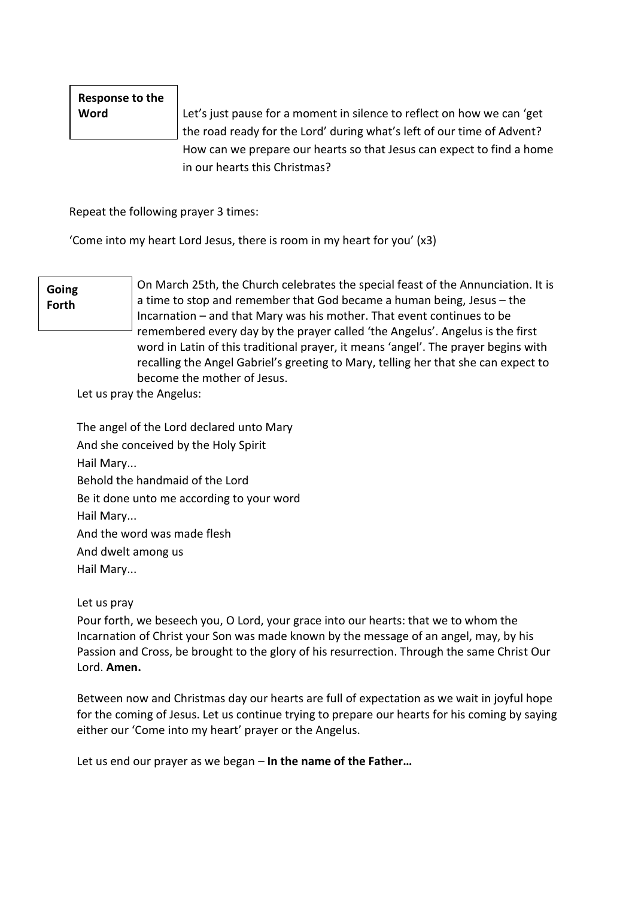**Response to the Word**

Let's just pause for a moment in silence to reflect on how we can 'get the road ready for the Lord' during what's left of our time of Advent? How can we prepare our hearts so that Jesus can expect to find a home in our hearts this Christmas?

Repeat the following prayer 3 times:

'Come into my heart Lord Jesus, there is room in my heart for you' (x3)

**Going Forth**

On March 25th, the Church celebrates the special feast of the Annunciation. It is a time to stop and remember that God became a human being, Jesus – the Incarnation – and that Mary was his mother. That event continues to be remembered every day by the prayer called 'the Angelus'. Angelus is the first word in Latin of this traditional prayer, it means 'angel'. The prayer begins with recalling the Angel Gabriel's greeting to Mary, telling her that she can expect to become the mother of Jesus.

Let us pray the Angelus:

The angel of the Lord declared unto Mary  
And she conceived by the Holy Spirit  
Hail Mary...  
Behold the handmaid of the Lord  
Be it done unto me according to your word  
Hail Mary...  
And the word was made flesh  
And dwelt among us  
Hail Mary...

Let us pray  
Pour forth, we beseech you, O Lord, your grace into our hearts: that we to whom the Incarnation of Christ your Son was made known by the message of an angel, may, by his Passion and Cross, be brought to the glory of his resurrection. Through the same Christ Our Lord. **Amen.**

Between now and Christmas day our hearts are full of expectation as we wait in joyful hope for the coming of Jesus. Let us continue trying to prepare our hearts for his coming by saying either our 'Come into my heart' prayer or the Angelus.

Let us end our prayer as we began – **In the name of the Father…**